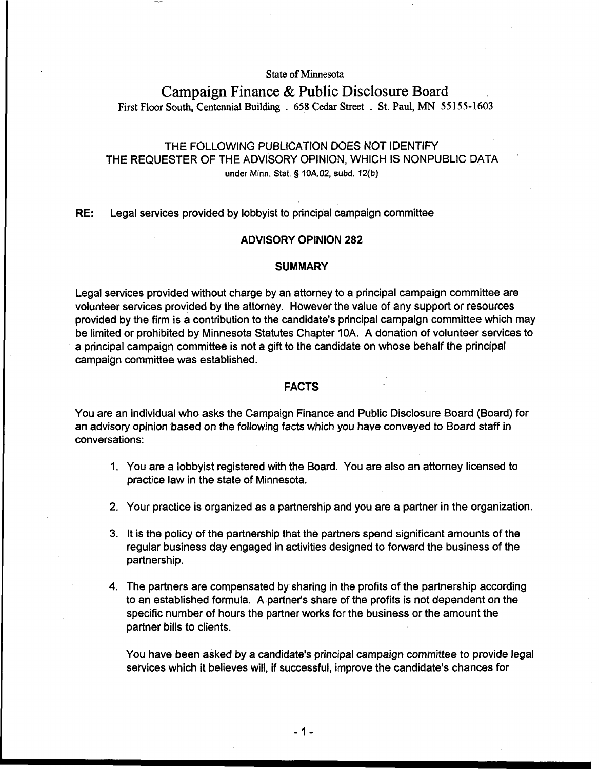State of Minnesota

# Campaign Finance & Public Disclosure Board

First Floor South, Centennial Building . 658 Cedar Street . St. Paul, MN 55155-1603

THE FOLLOWING PUBLICATION DOES NOT IDENTIFY
THE REQUESTER OF THE ADVISORY OPINION, WHICH IS NONPUBLIC DATA
under Minn. Stat. § 10A.02, subd. 12(b)

**RE:** Legal services provided by lobbyist to principal campaign committee

## ADVISORY OPINION 282

## SUMMARY

Legal services provided without charge by an attorney to a principal campaign committee are volunteer services provided by the attorney. However the value of any support or resources provided by the firm is a contribution to the candidate's principal campaign committee which may be limited or prohibited by Minnesota Statutes Chapter 10A. A donation of volunteer services to a principal campaign committee is not a gift to the candidate on whose behalf the principal campaign committee was established.

## FACTS

You are an individual who asks the Campaign Finance and Public Disclosure Board (Board) for an advisory opinion based on the following facts which you have conveyed to Board staff in conversations:

1. You are a lobbyist registered with the Board. You are also an attorney licensed to practice law in the state of Minnesota.

2. Your practice is organized as a partnership and you are a partner in the organization.

3. It is the policy of the partnership that the partners spend significant amounts of the regular business day engaged in activities designed to forward the business of the partnership.

4. The partners are compensated by sharing in the profits of the partnership according to an established formula. A partner's share of the profits is not dependent on the specific number of hours the partner works for the business or the amount the partner bills to clients.

   You have been asked by a candidate's principal campaign committee to provide legal services which it believes will, if successful, improve the candidate's chances for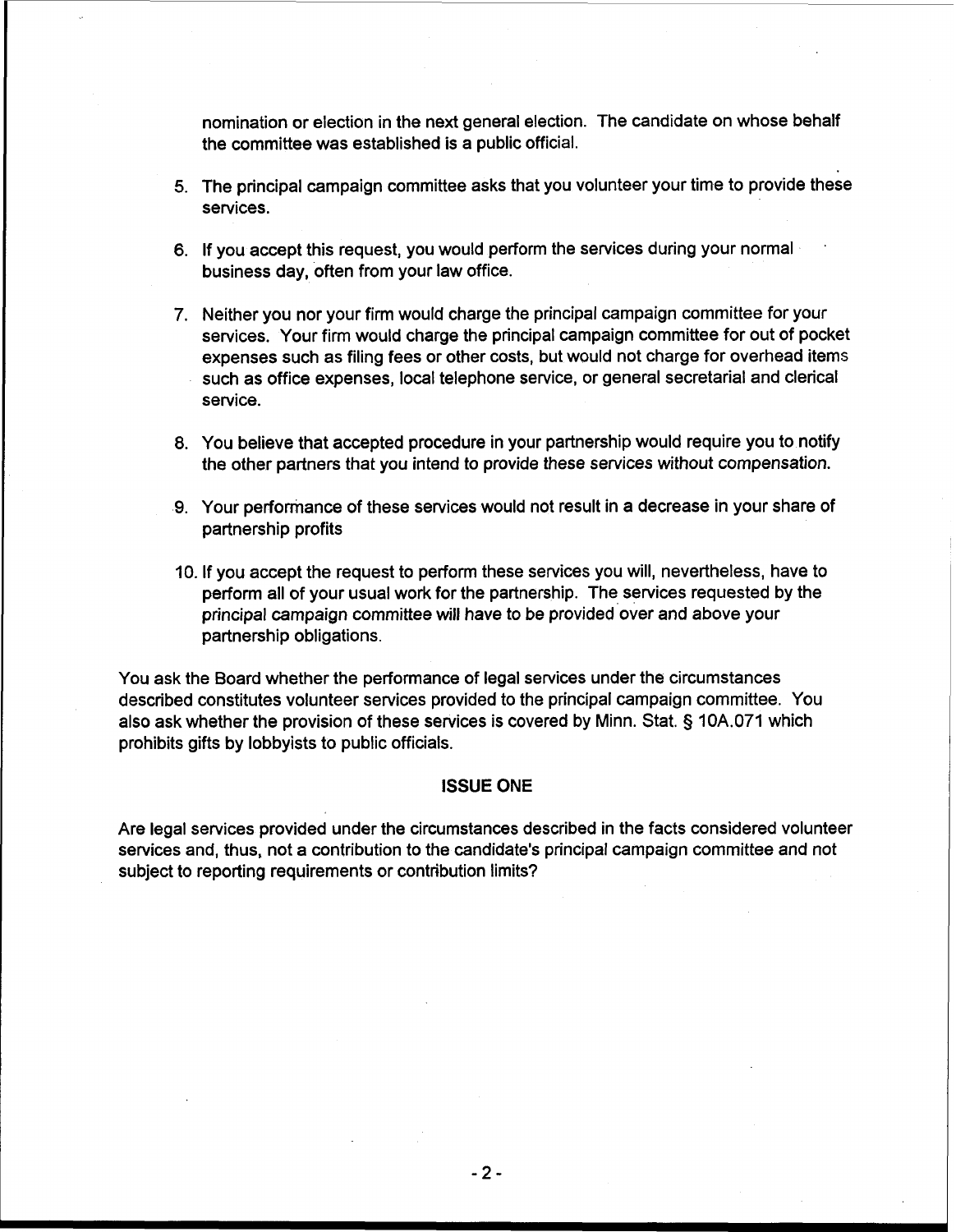nomination or election in the next general election. The candidate on whose behalf the committee was established is a public official.

5. The principal campaign committee asks that you volunteer your time to provide these services.
6. If you accept this request, you would perform the services during your normal business day, often from your law office.
7. Neither you nor your firm would charge the principal campaign committee for your services. Your firm would charge the principal campaign committee for out of pocket expenses such as filing fees or other costs, but would not charge for overhead items such as office expenses, local telephone service, or general secretarial and clerical service.
8. You believe that accepted procedure in your partnership would require you to notify the other partners that you intend to provide these services without compensation.
9. Your performance of these services would not result in a decrease in your share of partnership profits
10. If you accept the request to perform these services you will, nevertheless, have to perform all of your usual work for the partnership. The services requested by the principal campaign committee will have to be provided over and above your partnership obligations.

You ask the Board whether the performance of legal services under the circumstances described constitutes volunteer services provided to the principal campaign committee. You also ask whether the provision of these services is covered by Minn. Stat. § 10A.071 which prohibits gifts by lobbyists to public officials.

## ISSUE ONE

Are legal services provided under the circumstances described in the facts considered volunteer services and, thus, not a contribution to the candidate's principal campaign committee and not subject to reporting requirements or contribution limits?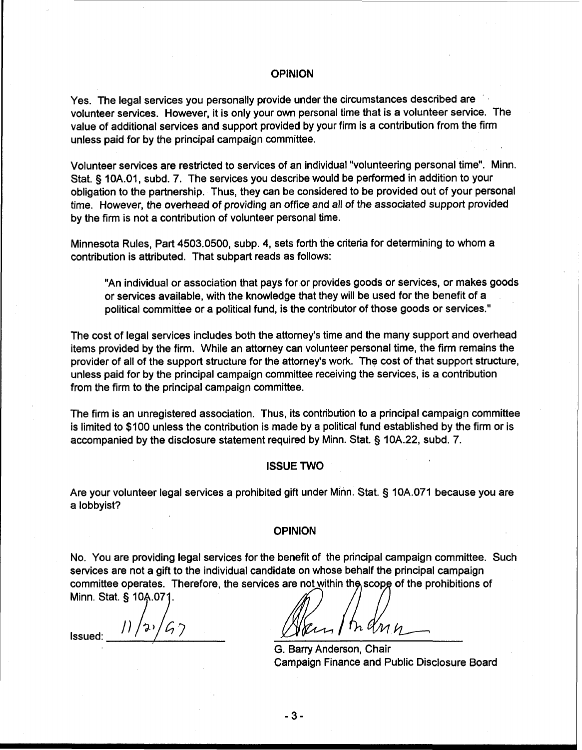## OPINION

Yes. The legal services you personally provide under the circumstances described are volunteer services. However, it is only your own personal time that is a volunteer service. The value of additional services and support provided by your firm is a contribution from the firm unless paid for by the principal campaign committee.

Volunteer services are restricted to services of an individual "volunteering personal time". Minn. Stat. § 10A.01, subd. 7. The services you describe would be performed in addition to your obligation to the partnership. Thus, they can be considered to be provided out of your personal time. However, the overhead of providing an office and all of the associated support provided by the firm is not a contribution of volunteer personal time.

Minnesota Rules, Part 4503.0500, subp. 4, sets forth the criteria for determining to whom a contribution is attributed. That subpart reads as follows:

> "An individual or association that pays for or provides goods or services, or makes goods or services available, with the knowledge that they will be used for the benefit of a political committee or a political fund, is the contributor of those goods or services."

The cost of legal services includes both the attorney's time and the many support and overhead items provided by the firm. While an attorney can volunteer personal time, the firm remains the provider of all of the support structure for the attorney's work. The cost of that support structure, unless paid for by the principal campaign committee receiving the services, is a contribution from the firm to the principal campaign committee.

The firm is an unregistered association. Thus, its contribution to a principal campaign committee is limited to $100 unless the contribution is made by a political fund established by the firm or is accompanied by the disclosure statement required by Minn. Stat. § 10A.22, subd. 7.

## ISSUE TWO

Are your volunteer legal services a prohibited gift under Minn. Stat. § 10A.071 because you are a lobbyist?

## OPINION

No. You are providing legal services for the benefit of the principal campaign committee. Such services are not a gift to the individual candidate on whose behalf the principal campaign committee operates. Therefore, the services are not within the scope of the prohibitions of Minn. Stat. § 10A.071.

Issued: 11/21/97

G. Barry Anderson, Chair
Campaign Finance and Public Disclosure Board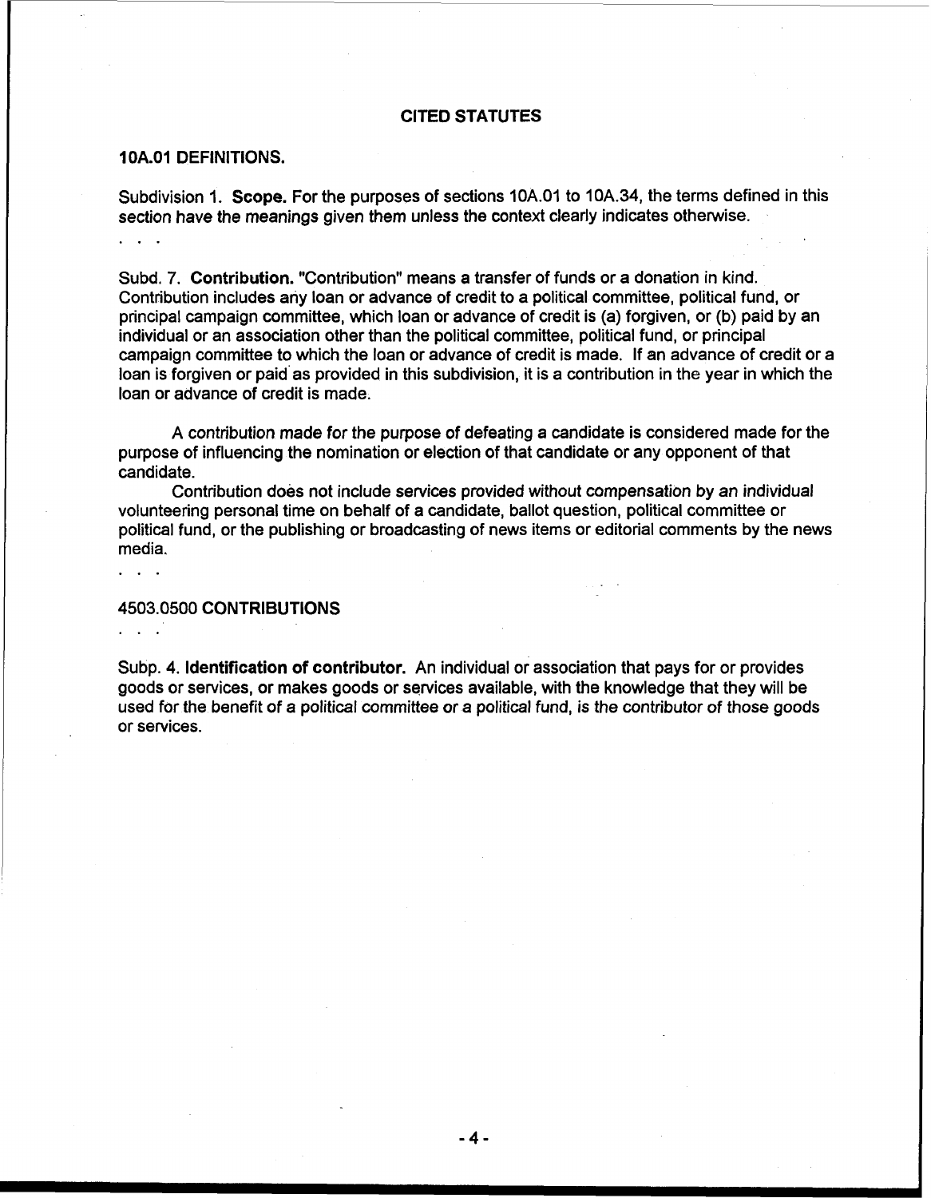## CITED STATUTES

### 10A.01 DEFINITIONS.

Subdivision 1. **Scope.** For the purposes of sections 10A.01 to 10A.34, the terms defined in this section have the meanings given them unless the context clearly indicates otherwise.

. . .

Subd. 7. **Contribution.** "Contribution" means a transfer of funds or a donation in kind. Contribution includes any loan or advance of credit to a political committee, political fund, or principal campaign committee, which loan or advance of credit is (a) forgiven, or (b) paid by an individual or an association other than the political committee, political fund, or principal campaign committee to which the loan or advance of credit is made. If an advance of credit or a loan is forgiven or paid as provided in this subdivision, it is a contribution in the year in which the loan or advance of credit is made.

A contribution made for the purpose of defeating a candidate is considered made for the purpose of influencing the nomination or election of that candidate or any opponent of that candidate.

Contribution does not include services provided without compensation by an individual volunteering personal time on behalf of a candidate, ballot question, political committee or political fund, or the publishing or broadcasting of news items or editorial comments by the news media.

. . .

### 4503.0500 CONTRIBUTIONS

. . .

Subp. 4. **Identification of contributor.** An individual or association that pays for or provides goods or services, or makes goods or services available, with the knowledge that they will be used for the benefit of a political committee or a political fund, is the contributor of those goods or services.